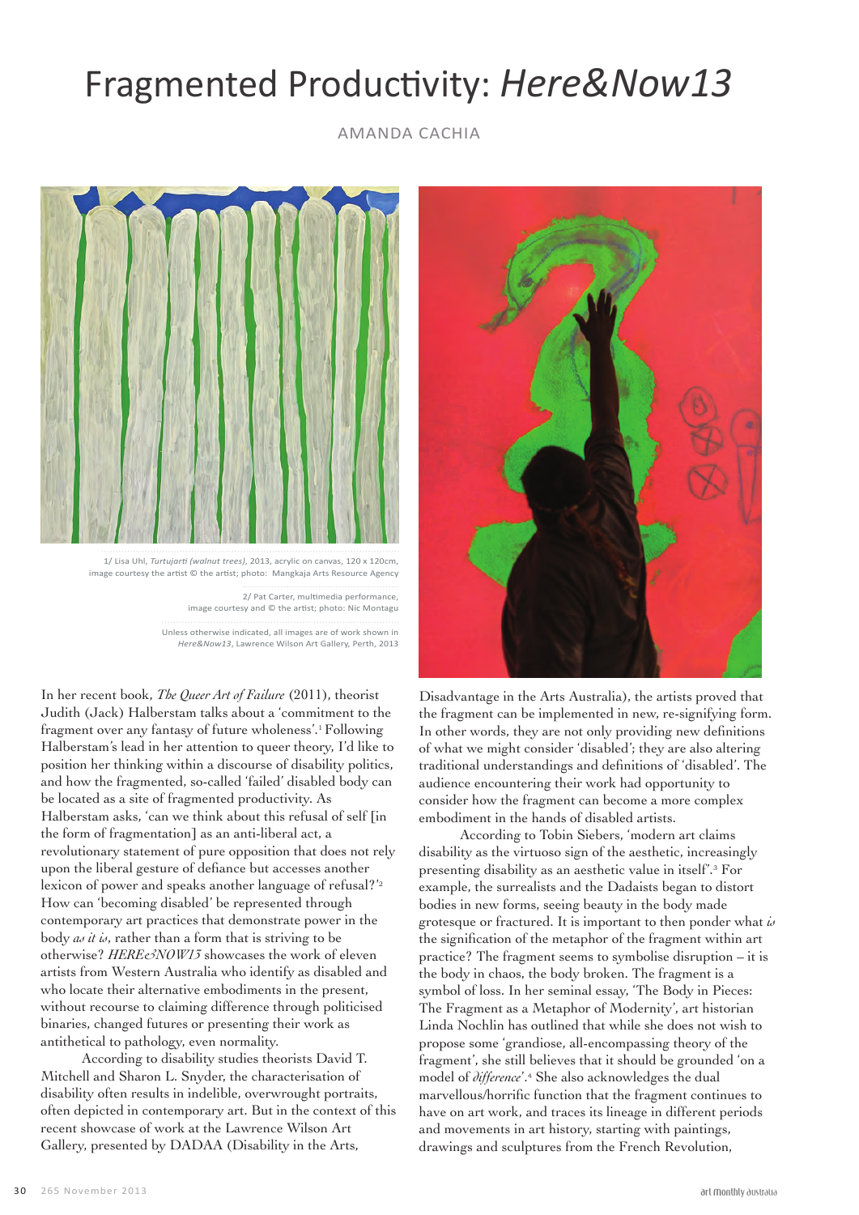# Fragmented Productivity: *Here&Now13*

AMANDA CACHIA

1/ Lisa Uhl, *Turtujarti (walnut trees)*, 2013, acrylic on canvas, 120 x 120cm, image courtesy the artist © the artist; photo: Mangkaja Arts Resource Agency

2/ Pat Carter, multimedia performance, image courtesy and © the artist; photo: Nic Montagu

Unless otherwise indicated, all images are of work shown in *Here&Now13*, Lawrence Wilson Art Gallery, Perth, 2013

In her recent book, *The Queer Art of Failure* (2011), theorist Judith (Jack) Halberstam talks about a 'commitment to the fragment over any fantasy of future wholeness'.[1] Following Halberstam's lead in her attention to queer theory, I'd like to position her thinking within a discourse of disability politics, and how the fragmented, so-called 'failed' disabled body can be located as a site of fragmented productivity. As Halberstam asks, 'can we think about this refusal of self [in the form of fragmentation] as an anti-liberal act, a revolutionary statement of pure opposition that does not rely upon the liberal gesture of defiance but accesses another lexicon of power and speaks another language of refusal?'[2] How can 'becoming disabled' be represented through contemporary art practices that demonstrate power in the body *as it is*, rather than a form that is striving to be otherwise? *HERE&NOW13* showcases the work of eleven artists from Western Australia who identify as disabled and who locate their alternative embodiments in the present, without recourse to claiming difference through politicised binaries, changed futures or presenting their work as antithetical to pathology, even normality.

According to disability studies theorists David T. Mitchell and Sharon L. Snyder, the characterisation of disability often results in indelible, overwrought portraits, often depicted in contemporary art. But in the context of this recent showcase of work at the Lawrence Wilson Art Gallery, presented by DADAA (Disability in the Arts, Disadvantage in the Arts Australia), the artists proved that the fragment can be implemented in new, re-signifying form. In other words, they are not only providing new definitions of what we might consider 'disabled'; they are also altering traditional understandings and definitions of 'disabled'. The audience encountering their work had opportunity to consider how the fragment can become a more complex embodiment in the hands of disabled artists.

According to Tobin Siebers, 'modern art claims disability as the virtuoso sign of the aesthetic, increasingly presenting disability as an aesthetic value in itself'.[3] For example, the surrealists and the Dadaists began to distort bodies in new forms, seeing beauty in the body made grotesque or fractured. It is important to then ponder what *is* the signification of the metaphor of the fragment within art practice? The fragment seems to symbolise disruption – it is the body in chaos, the body broken. The fragment is a symbol of loss. In her seminal essay, 'The Body in Pieces: The Fragment as a Metaphor of Modernity', art historian Linda Nochlin has outlined that while she does not wish to propose some 'grandiose, all-encompassing theory of the fragment', she still believes that it should be grounded 'on a model of *difference*'.[4] She also acknowledges the dual marvellous/horrific function that the fragment continues to have on art work, and traces its lineage in different periods and movements in art history, starting with paintings, drawings and sculptures from the French Revolution,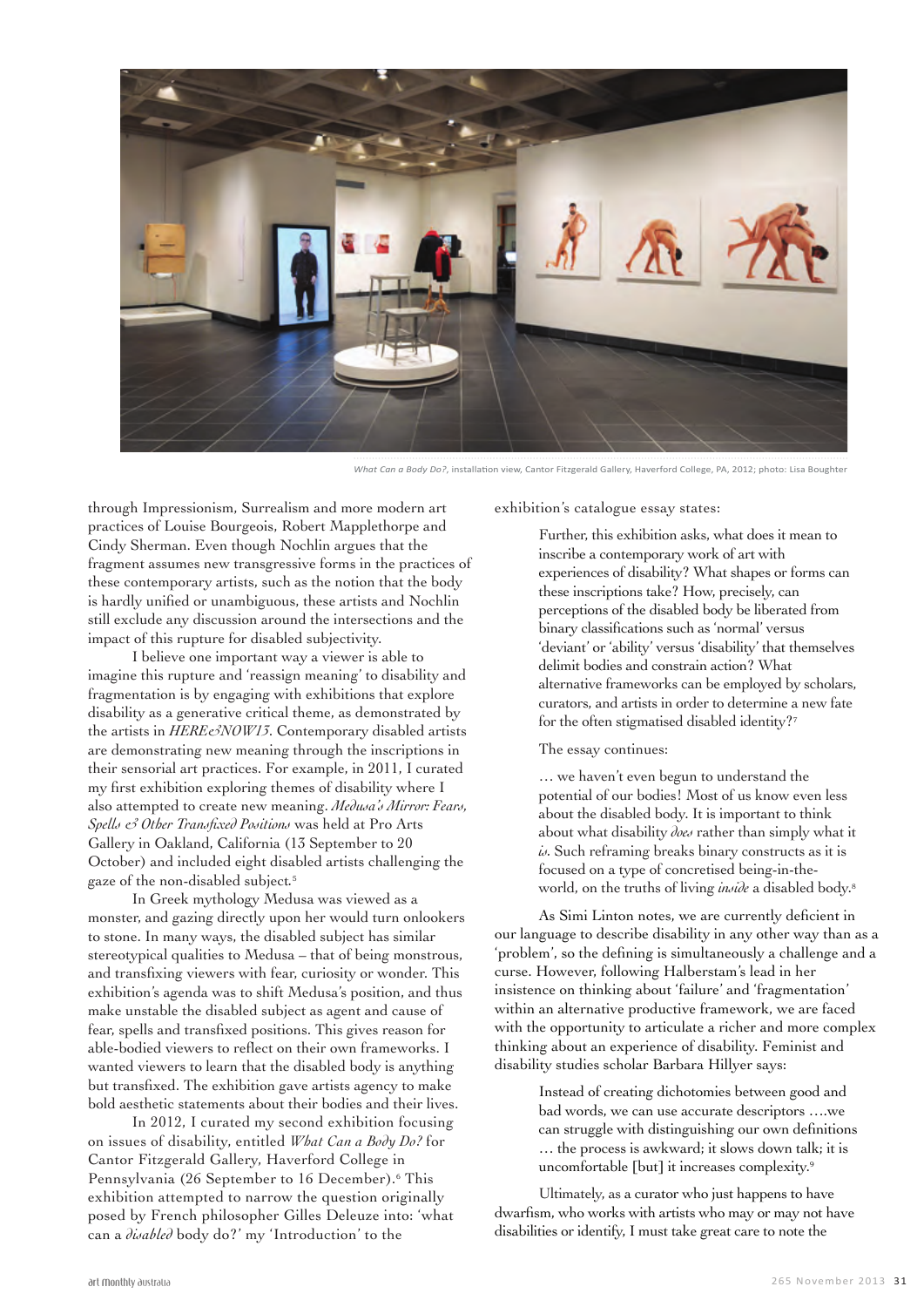*What Can a Body Do?*, installation view, Cantor Fitzgerald Gallery, Haverford College, PA, 2012; photo: Lisa Boughter

through Impressionism, Surrealism and more modern art practices of Louise Bourgeois, Robert Mapplethorpe and Cindy Sherman. Even though Nochlin argues that the fragment assumes new transgressive forms in the practices of these contemporary artists, such as the notion that the body is hardly unified or unambiguous, these artists and Nochlin still exclude any discussion around the intersections and the impact of this rupture for disabled subjectivity.

I believe one important way a viewer is able to imagine this rupture and 'reassign meaning' to disability and fragmentation is by engaging with exhibitions that explore disability as a generative critical theme, as demonstrated by the artists in *HERE&NOW13*. Contemporary disabled artists are demonstrating new meaning through the inscriptions in their sensorial art practices. For example, in 2011, I curated my first exhibition exploring themes of disability where I also attempted to create new meaning. *Medusa's Mirror: Fears, Spells & Other Transfixed Positions* was held at Pro Arts Gallery in Oakland, California (13 September to 20 October) and included eight disabled artists challenging the gaze of the non-disabled subject.[5]

In Greek mythology Medusa was viewed as a monster, and gazing directly upon her would turn onlookers to stone. In many ways, the disabled subject has similar stereotypical qualities to Medusa – that of being monstrous, and transfixing viewers with fear, curiosity or wonder. This exhibition's agenda was to shift Medusa's position, and thus make unstable the disabled subject as agent and cause of fear, spells and transfixed positions. This gives reason for able-bodied viewers to reflect on their own frameworks. I wanted viewers to learn that the disabled body is anything but transfixed. The exhibition gave artists agency to make bold aesthetic statements about their bodies and their lives.

In 2012, I curated my second exhibition focusing on issues of disability, entitled *What Can a Body Do?* for Cantor Fitzgerald Gallery, Haverford College in Pennsylvania (26 September to 16 December).[6] This exhibition attempted to narrow the question originally posed by French philosopher Gilles Deleuze into: 'what can a *disabled* body do?' my 'Introduction' to the exhibition's catalogue essay states:

> Further, this exhibition asks, what does it mean to inscribe a contemporary work of art with experiences of disability? What shapes or forms can these inscriptions take? How, precisely, can perceptions of the disabled body be liberated from binary classifications such as 'normal' versus 'deviant' or 'ability' versus 'disability' that themselves delimit bodies and constrain action? What alternative frameworks can be employed by scholars, curators, and artists in order to determine a new fate for the often stigmatised disabled identity?[7]

The essay continues:

> … we haven't even begun to understand the potential of our bodies! Most of us know even less about the disabled body. It is important to think about what disability *does* rather than simply what it *is*. Such reframing breaks binary constructs as it is focused on a type of concretised being-in-the-world, on the truths of living *inside* a disabled body.[8]

As Simi Linton notes, we are currently deficient in our language to describe disability in any other way than as a 'problem', so the defining is simultaneously a challenge and a curse. However, following Halberstam's lead in her insistence on thinking about 'failure' and 'fragmentation' within an alternative productive framework, we are faced with the opportunity to articulate a richer and more complex thinking about an experience of disability. Feminist and disability studies scholar Barbara Hillyer says:

> Instead of creating dichotomies between good and bad words, we can use accurate descriptors ….we can struggle with distinguishing our own definitions … the process is awkward; it slows down talk; it is uncomfortable [but] it increases complexity.[9]

Ultimately, as a curator who just happens to have dwarfism, who works with artists who may or may not have disabilities or identify, I must take great care to note the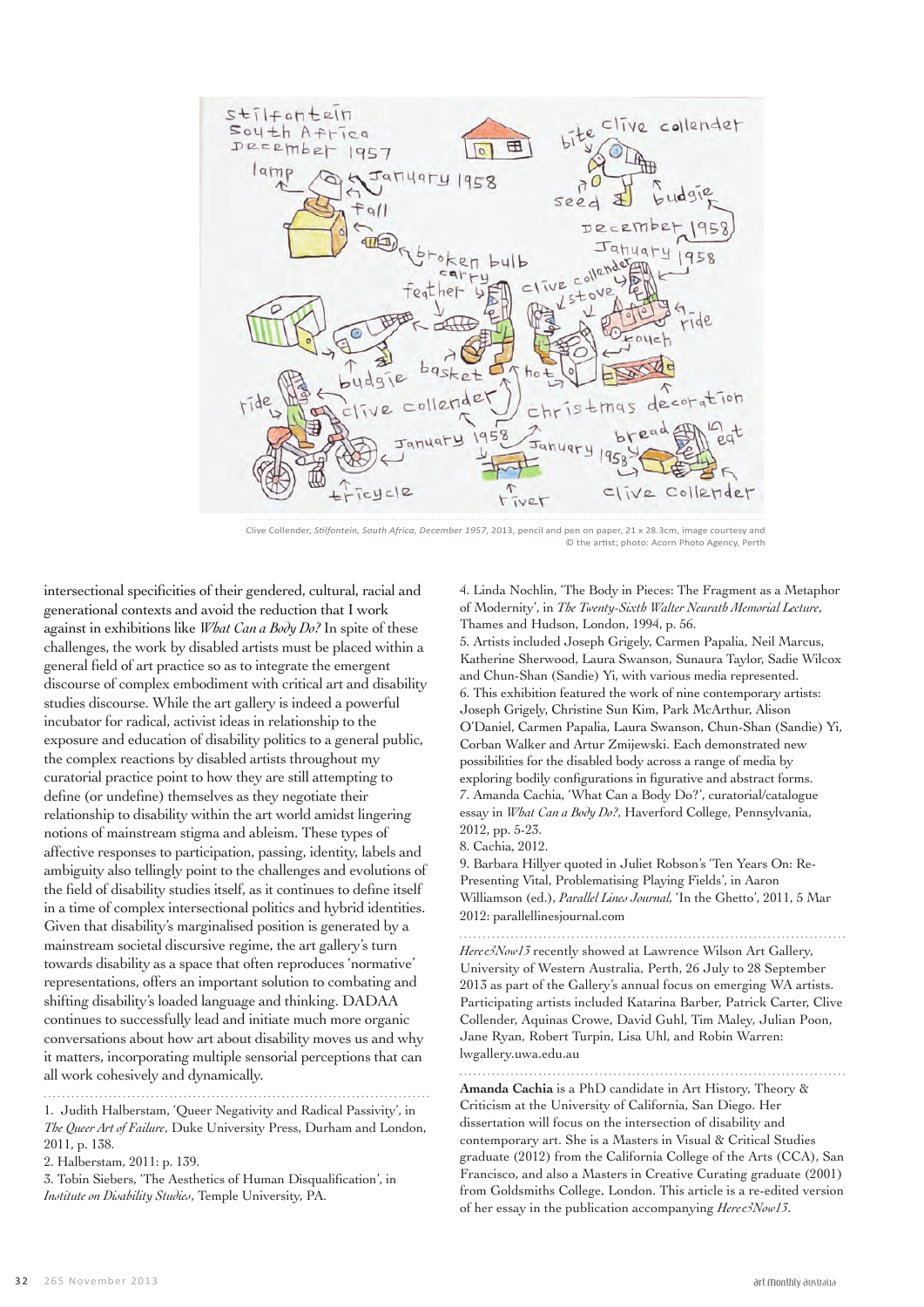Clive Collender, *Stilfontein, South Africa, December 1957*, 2013, pencil and pen on paper, 21 x 28.3cm, image courtesy and © the artist; photo: Acorn Photo Agency, Perth

intersectional specificities of their gendered, cultural, racial and generational contexts and avoid the reduction that I work against in exhibitions like *What Can a Body Do?* In spite of these challenges, the work by disabled artists must be placed within a general field of art practice so as to integrate the emergent discourse of complex embodiment with critical art and disability studies discourse. While the art gallery is indeed a powerful incubator for radical, activist ideas in relationship to the exposure and education of disability politics to a general public, the complex reactions by disabled artists throughout my curatorial practice point to how they are still attempting to define (or undefine) themselves as they negotiate their relationship to disability within the art world amidst lingering notions of mainstream stigma and ableism. These types of affective responses to participation, passing, identity, labels and ambiguity also tellingly point to the challenges and evolutions of the field of disability studies itself, as it continues to define itself in a time of complex intersectional politics and hybrid identities. Given that disability's marginalised position is generated by a mainstream societal discursive regime, the art gallery's turn towards disability as a space that often reproduces 'normative' representations, offers an important solution to combating and shifting disability's loaded language and thinking. DADAA continues to successfully lead and initiate much more organic conversations about how art about disability moves us and why it matters, incorporating multiple sensorial perceptions that can all work cohesively and dynamically.

1. Judith Halberstam, 'Queer Negativity and Radical Passivity', in *The Queer Art of Failure*, Duke University Press, Durham and London, 2011, p. 138.
2. Halberstam, 2011: p. 139.
3. Tobin Siebers, 'The Aesthetics of Human Disqualification', in *Institute on Disability Studies*, Temple University, PA.
4. Linda Nochlin, 'The Body in Pieces: The Fragment as a Metaphor of Modernity', in *The Twenty-Sixth Walter Neurath Memorial Lecture*, Thames and Hudson, London, 1994, p. 56.
5. Artists included Joseph Grigely, Carmen Papalia, Neil Marcus, Katherine Sherwood, Laura Swanson, Sunaura Taylor, Sadie Wilcox and Chun-Shan (Sandie) Yi, with various media represented.
6. This exhibition featured the work of nine contemporary artists: Joseph Grigely, Christine Sun Kim, Park McArthur, Alison O'Daniel, Carmen Papalia, Laura Swanson, Chun-Shan (Sandie) Yi, Corban Walker and Artur Zmijewski. Each demonstrated new possibilities for the disabled body across a range of media by exploring bodily configurations in figurative and abstract forms.
7. Amanda Cachia, 'What Can a Body Do?', curatorial/catalogue essay in *What Can a Body Do?*, Haverford College, Pennsylvania, 2012, pp. 5-23.
8. Cachia, 2012.
9. Barbara Hillyer quoted in Juliet Robson's 'Ten Years On: Re-Presenting Vital, Problematising Playing Fields', in Aaron Williamson (ed.), *Parallel Lines Journal*, 'In the Ghetto', 2011, 5 Mar 2012: parallellinesjournal.com

*Here&Now13* recently showed at Lawrence Wilson Art Gallery, University of Western Australia, Perth, 26 July to 28 September 2013 as part of the Gallery's annual focus on emerging WA artists. Participating artists included Katarina Barber, Patrick Carter, Clive Collender, Aquinas Crowe, David Guhl, Tim Maley, Julian Poon, Jane Ryan, Robert Turpin, Lisa Uhl, and Robin Warren: lwgallery.uwa.edu.au

**Amanda Cachia** is a PhD candidate in Art History, Theory & Criticism at the University of California, San Diego. Her dissertation will focus on the intersection of disability and contemporary art. She is a Masters in Visual & Critical Studies graduate (2012) from the California College of the Arts (CCA), San Francisco, and also a Masters in Creative Curating graduate (2001) from Goldsmiths College, London. This article is a re-edited version of her essay in the publication accompanying *Here&Now13*.